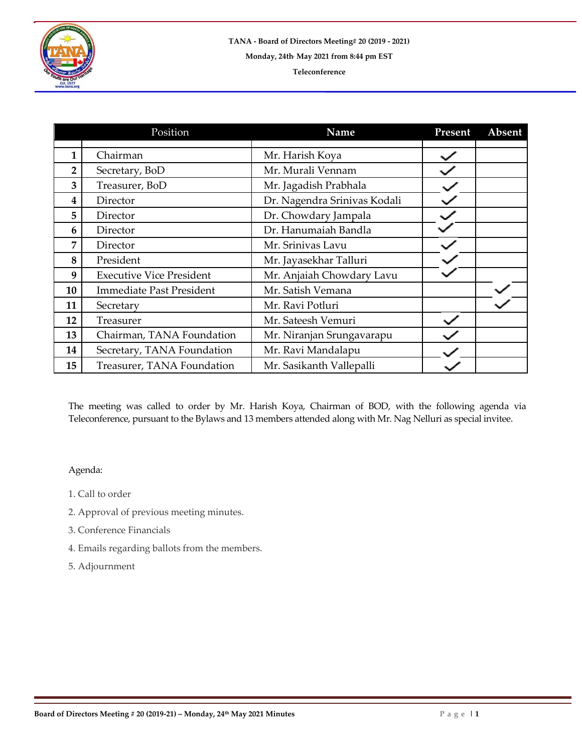**TANA - Board of Directors Meeting# 20 (2019 - 2021)**

**Monday, 24th May 2021 from 8:44 pm EST**

**Teleconference**

| | Position | Name | Present | Absent |
|---|---|---|---|---|
| **1** | Chairman | Mr. Harish Koya | ✓ | |
| **2** | Secretary, BoD | Mr. Murali Vennam | ✓ | |
| **3** | Treasurer, BoD | Mr. Jagadish Prabhala | ✓ | |
| **4** | Director | Dr. Nagendra Srinivas Kodali | ✓ | |
| **5** | Director | Dr. Chowdary Jampala | ✓ | |
| **6** | Director | Dr. Hanumaiah Bandla | ✓ | |
| **7** | Director | Mr. Srinivas Lavu | ✓ | |
| **8** | President | Mr. Jayasekhar Talluri | ✓ | |
| **9** | Executive Vice President | Mr. Anjaiah Chowdary Lavu | ✓ | |
| **10** | Immediate Past President | Mr. Satish Vemana | | ✓ |
| **11** | Secretary | Mr. Ravi Potluri | | ✓ |
| **12** | Treasurer | Mr. Sateesh Vemuri | ✓ | |
| **13** | Chairman, TANA Foundation | Mr. Niranjan Srungavarapu | ✓ | |
| **14** | Secretary, TANA Foundation | Mr. Ravi Mandalapu | ✓ | |
| **15** | Treasurer, TANA Foundation | Mr. Sasikanth Vallepalli | ✓ | |

The meeting was called to order by Mr. Harish Koya, Chairman of BOD, with the following agenda via Teleconference, pursuant to the Bylaws and 13 members attended along with Mr. Nag Nelluri as special invitee.

Agenda:

1. Call to order
2. Approval of previous meeting minutes.
3. Conference Financials
4. Emails regarding ballots from the members.
5. Adjournment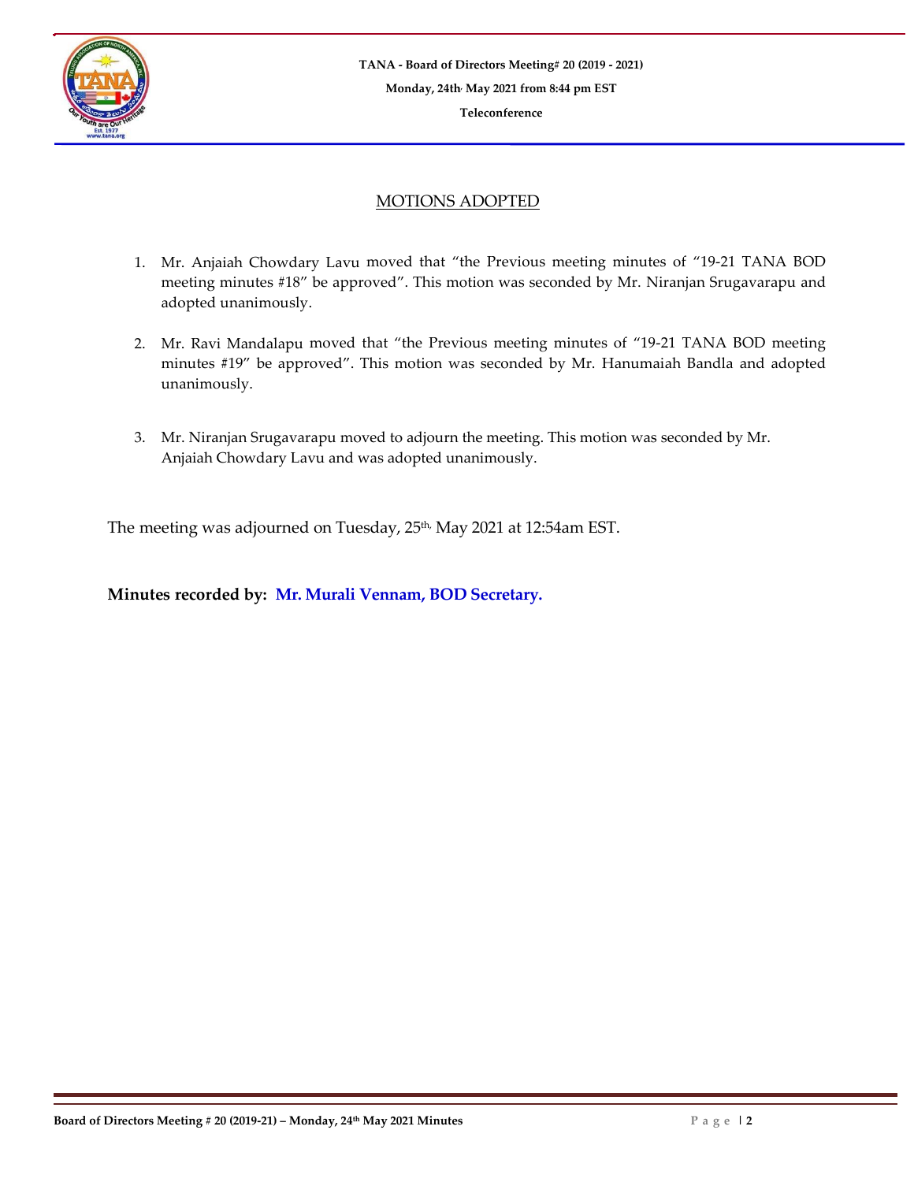## MOTIONS ADOPTED

1. Mr. Anjaiah Chowdary Lavu moved that "the Previous meeting minutes of "19-21 TANA BOD meeting minutes #18" be approved". This motion was seconded by Mr. Niranjan Srugavarapu and adopted unanimously.

2. Mr. Ravi Mandalapu moved that "the Previous meeting minutes of "19-21 TANA BOD meeting minutes #19" be approved". This motion was seconded by Mr. Hanumaiah Bandla and adopted unanimously.

3. Mr. Niranjan Srugavarapu moved to adjourn the meeting. This motion was seconded by Mr. Anjaiah Chowdary Lavu and was adopted unanimously.

The meeting was adjourned on Tuesday, 25th, May 2021 at 12:54am EST.

**Minutes recorded by: Mr. Murali Vennam, BOD Secretary.**